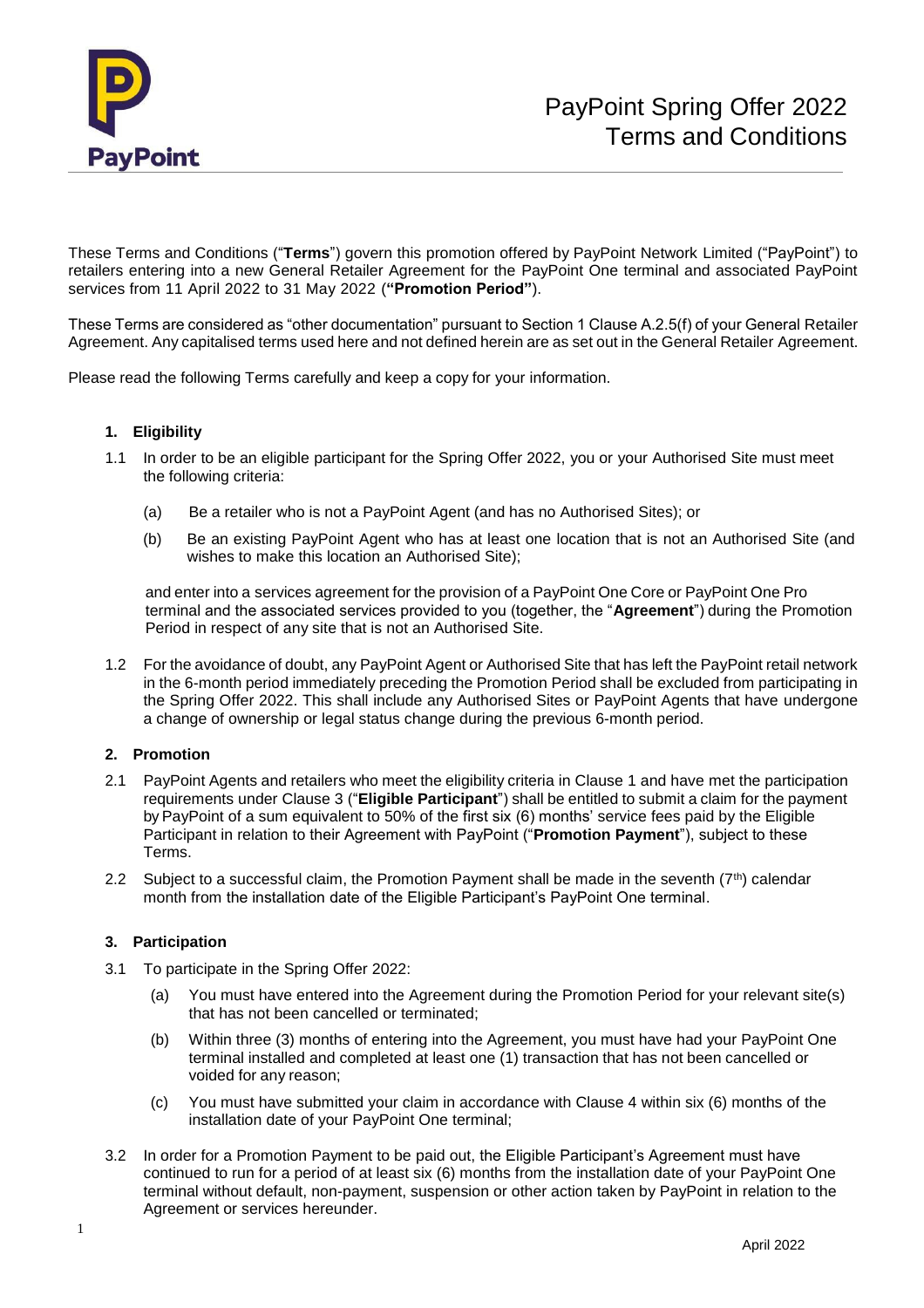# PayPoint Spring Offer 2022 Terms and Conditions

These Terms and Conditions ("**Terms**") govern this promotion offered by PayPoint Network Limited ("PayPoint") to retailers entering into a new General Retailer Agreement for the PayPoint One terminal and associated PayPoint services from 11 April 2022 to 31 May 2022 (**"Promotion Period"**).

These Terms are considered as "other documentation" pursuant to Section 1 Clause A.2.5(f) of your General Retailer Agreement. Any capitalised terms used here and not defined herein are as set out in the General Retailer Agreement.

Please read the following Terms carefully and keep a copy for your information.

## 1. Eligibility

1.1 In order to be an eligible participant for the Spring Offer 2022, you or your Authorised Site must meet the following criteria:

(a) Be a retailer who is not a PayPoint Agent (and has no Authorised Sites); or

(b) Be an existing PayPoint Agent who has at least one location that is not an Authorised Site (and wishes to make this location an Authorised Site);

and enter into a services agreement for the provision of a PayPoint One Core or PayPoint One Pro terminal and the associated services provided to you (together, the "**Agreement**") during the Promotion Period in respect of any site that is not an Authorised Site.

1.2 For the avoidance of doubt, any PayPoint Agent or Authorised Site that has left the PayPoint retail network in the 6-month period immediately preceding the Promotion Period shall be excluded from participating in the Spring Offer 2022. This shall include any Authorised Sites or PayPoint Agents that have undergone a change of ownership or legal status change during the previous 6-month period.

## 2. Promotion

2.1 PayPoint Agents and retailers who meet the eligibility criteria in Clause 1 and have met the participation requirements under Clause 3 ("**Eligible Participant**") shall be entitled to submit a claim for the payment by PayPoint of a sum equivalent to 50% of the first six (6) months' service fees paid by the Eligible Participant in relation to their Agreement with PayPoint ("**Promotion Payment**"), subject to these Terms.

2.2 Subject to a successful claim, the Promotion Payment shall be made in the seventh (7th) calendar month from the installation date of the Eligible Participant's PayPoint One terminal.

## 3. Participation

3.1 To participate in the Spring Offer 2022:

(a) You must have entered into the Agreement during the Promotion Period for your relevant site(s) that has not been cancelled or terminated;

(b) Within three (3) months of entering into the Agreement, you must have had your PayPoint One terminal installed and completed at least one (1) transaction that has not been cancelled or voided for any reason;

(c) You must have submitted your claim in accordance with Clause 4 within six (6) months of the installation date of your PayPoint One terminal;

3.2 In order for a Promotion Payment to be paid out, the Eligible Participant's Agreement must have continued to run for a period of at least six (6) months from the installation date of your PayPoint One terminal without default, non-payment, suspension or other action taken by PayPoint in relation to the Agreement or services hereunder.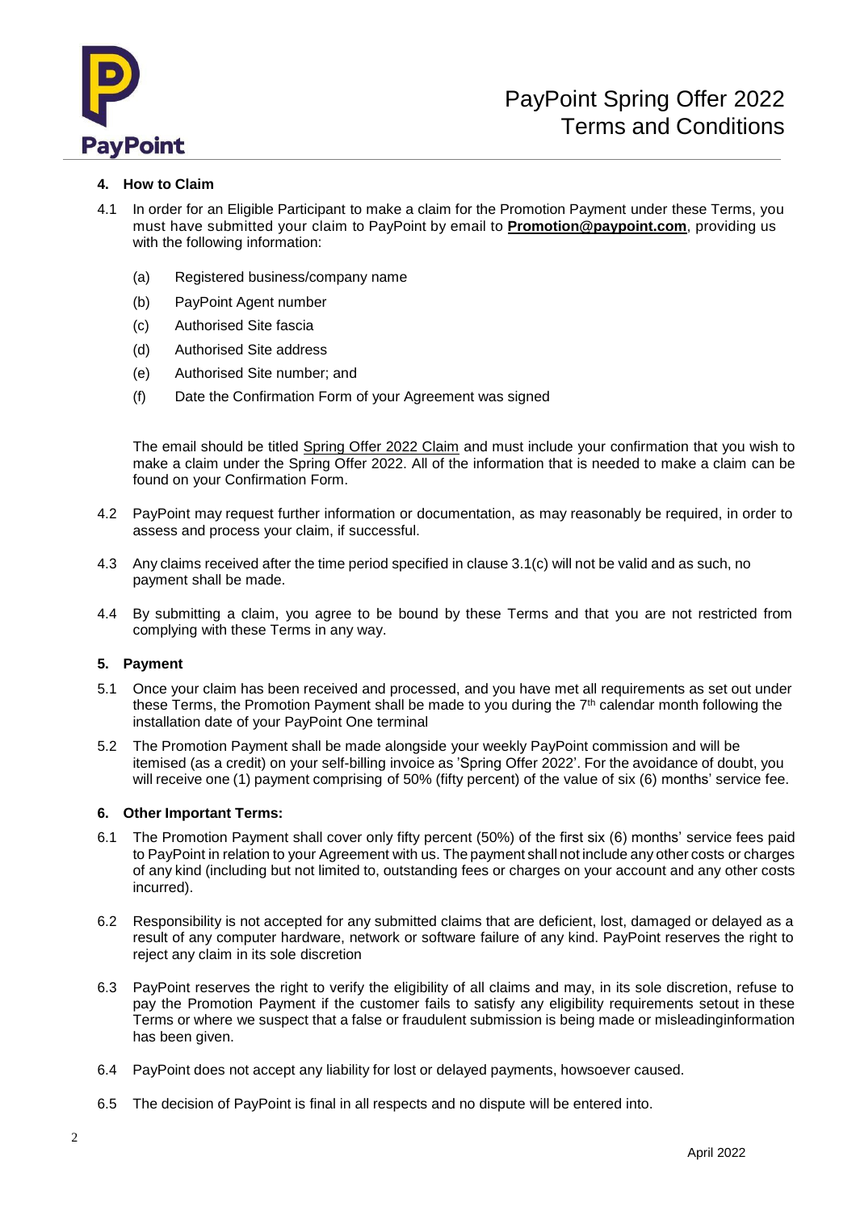## 4. How to Claim

4.1 In order for an Eligible Participant to make a claim for the Promotion Payment under these Terms, you must have submitted your claim to PayPoint by email to **Promotion@paypoint.com**, providing us with the following information:

(a) Registered business/company name

(b) PayPoint Agent number

(c) Authorised Site fascia

(d) Authorised Site address

(e) Authorised Site number; and

(f) Date the Confirmation Form of your Agreement was signed

The email should be titled Spring Offer 2022 Claim and must include your confirmation that you wish to make a claim under the Spring Offer 2022. All of the information that is needed to make a claim can be found on your Confirmation Form.

4.2 PayPoint may request further information or documentation, as may reasonably be required, in order to assess and process your claim, if successful.

4.3 Any claims received after the time period specified in clause 3.1(c) will not be valid and as such, no payment shall be made.

4.4 By submitting a claim, you agree to be bound by these Terms and that you are not restricted from complying with these Terms in any way.

## 5. Payment

5.1 Once your claim has been received and processed, and you have met all requirements as set out under these Terms, the Promotion Payment shall be made to you during the 7th calendar month following the installation date of your PayPoint One terminal

5.2 The Promotion Payment shall be made alongside your weekly PayPoint commission and will be itemised (as a credit) on your self-billing invoice as 'Spring Offer 2022'. For the avoidance of doubt, you will receive one (1) payment comprising of 50% (fifty percent) of the value of six (6) months' service fee.

## 6. Other Important Terms:

6.1 The Promotion Payment shall cover only fifty percent (50%) of the first six (6) months' service fees paid to PayPoint in relation to your Agreement with us. The payment shall not include any other costs or charges of any kind (including but not limited to, outstanding fees or charges on your account and any other costs incurred).

6.2 Responsibility is not accepted for any submitted claims that are deficient, lost, damaged or delayed as a result of any computer hardware, network or software failure of any kind. PayPoint reserves the right to reject any claim in its sole discretion

6.3 PayPoint reserves the right to verify the eligibility of all claims and may, in its sole discretion, refuse to pay the Promotion Payment if the customer fails to satisfy any eligibility requirements setout in these Terms or where we suspect that a false or fraudulent submission is being made or misleadinginformation has been given.

6.4 PayPoint does not accept any liability for lost or delayed payments, howsoever caused.

6.5 The decision of PayPoint is final in all respects and no dispute will be entered into.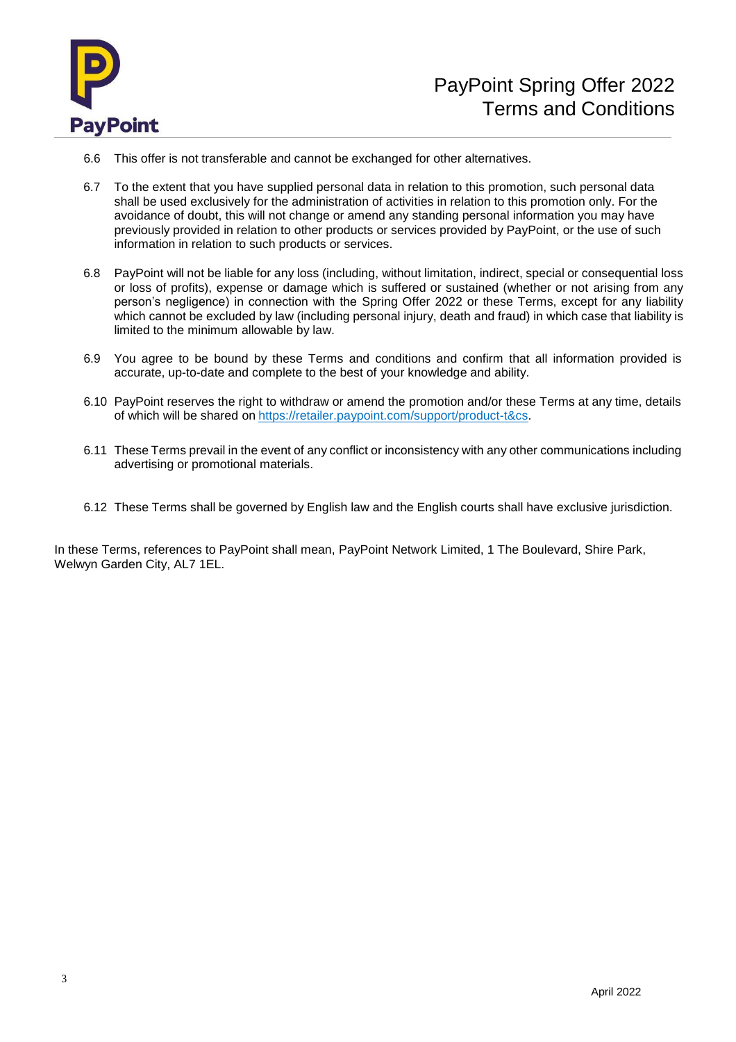6.6 This offer is not transferable and cannot be exchanged for other alternatives.

6.7 To the extent that you have supplied personal data in relation to this promotion, such personal data shall be used exclusively for the administration of activities in relation to this promotion only. For the avoidance of doubt, this will not change or amend any standing personal information you may have previously provided in relation to other products or services provided by PayPoint, or the use of such information in relation to such products or services.

6.8 PayPoint will not be liable for any loss (including, without limitation, indirect, special or consequential loss or loss of profits), expense or damage which is suffered or sustained (whether or not arising from any person's negligence) in connection with the Spring Offer 2022 or these Terms, except for any liability which cannot be excluded by law (including personal injury, death and fraud) in which case that liability is limited to the minimum allowable by law.

6.9 You agree to be bound by these Terms and conditions and confirm that all information provided is accurate, up-to-date and complete to the best of your knowledge and ability.

6.10 PayPoint reserves the right to withdraw or amend the promotion and/or these Terms at any time, details of which will be shared on https://retailer.paypoint.com/support/product-t&cs.

6.11 These Terms prevail in the event of any conflict or inconsistency with any other communications including advertising or promotional materials.

6.12 These Terms shall be governed by English law and the English courts shall have exclusive jurisdiction.

In these Terms, references to PayPoint shall mean, PayPoint Network Limited, 1 The Boulevard, Shire Park, Welwyn Garden City, AL7 1EL.